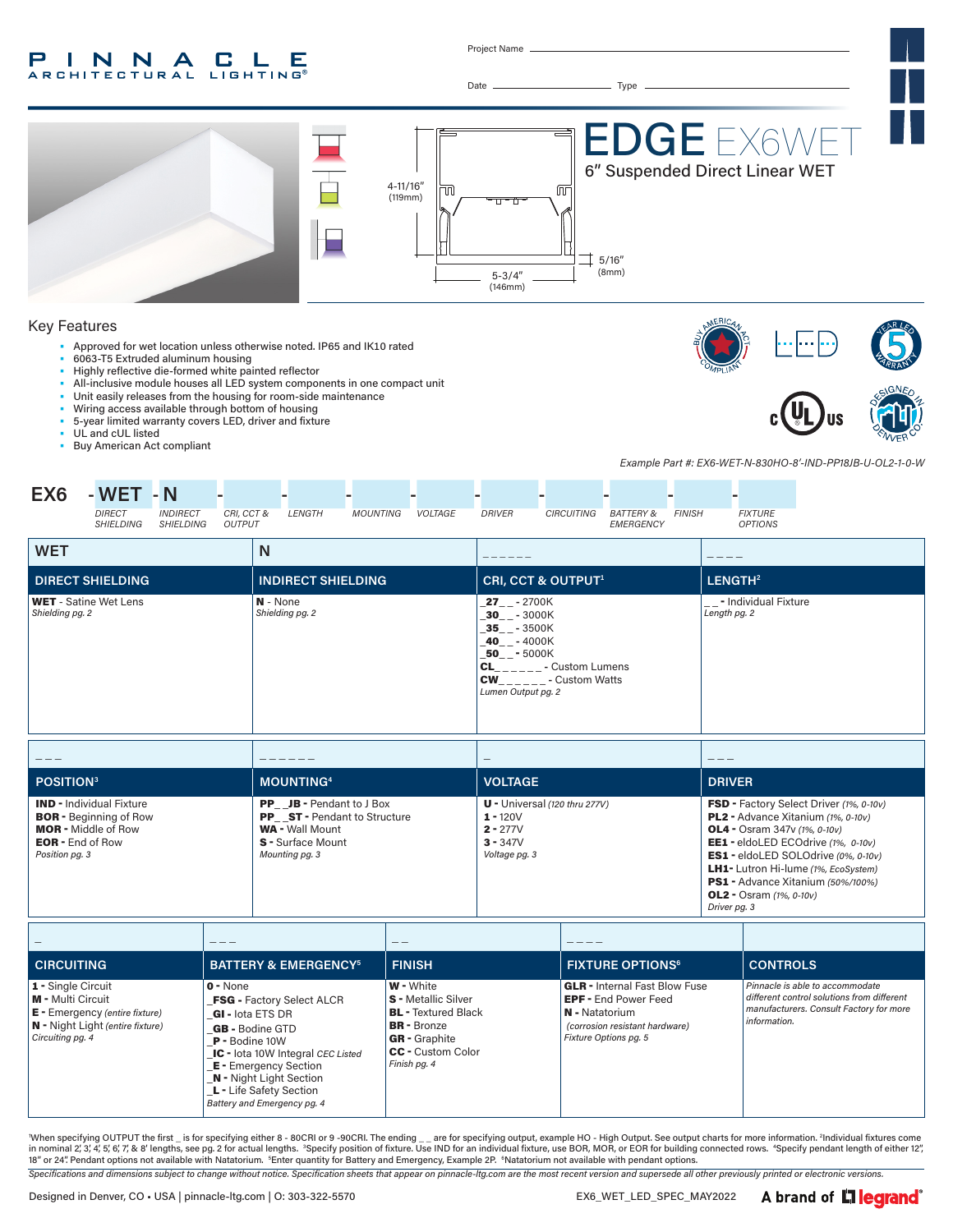PINNACLE ARCHITECTURAL LIGHTING®

Project Name ______________________

Date ______________ Type ______________

# EDGE EX6WET

## 6" Suspended Direct Linear WET

4-11/16" (119mm)

5-3/4" (146mm)

5/16" (8mm)

## Key Features

- Approved for wet location unless otherwise noted. IP65 and IK10 rated
- 6063-T5 Extruded aluminum housing
- Highly reflective die-formed white painted reflector
- All-inclusive module houses all LED system components in one compact unit
- Unit easily releases from the housing for room-side maintenance
- Wiring access available through bottom of housing
- 5-year limited warranty covers LED, driver and fixture
- UL and cUL listed
- Buy American Act compliant

*Example Part #: EX6-WET-N-830HO-8'-IND-PP18JB-U-OL2-1-0-W*

EX6 - WET - N - ___ - ___ - ___ - ___ - ___ - ___ - ___ - ___ - ___

DIRECT SHIELDING | INDIRECT SHIELDING | CRI, CCT & OUTPUT | LENGTH | MOUNTING | VOLTAGE | DRIVER | CIRCUITING | BATTERY & EMERGENCY | FINISH | FIXTURE OPTIONS

| WET | N | _ _ _ _ _ _ | _ _ _ _ |
|---|---|---|---|
| **DIRECT SHIELDING** | **INDIRECT SHIELDING** | **CRI, CCT & OUTPUT[1]** | **LENGTH[2]** |
| **WET** - Satine Wet Lens<br>*Shielding pg. 2* | **N** - None<br>*Shielding pg. 2* | **_27_ _** - 2700K<br>**_30_ _** - 3000K<br>**_35_ _** - 3500K<br>**_40_ _** - 4000K<br>**_50_ _** - 5000K<br>**CL_ _ _ _ _ _** - Custom Lumens<br>**CW_ _ _ _ _ _** - Custom Watts<br>*Lumen Output pg. 2* | **_ _** - Individual Fixture<br>*Length pg. 2* |

| _ _ _ | _ _ _ _ _ _ | _ | _ _ _ |
|---|---|---|---|
| **POSITION[3]** | **MOUNTING[4]** | **VOLTAGE** | **DRIVER** |
| **IND** - Individual Fixture<br>**BOR** - Beginning of Row<br>**MOR** - Middle of Row<br>**EOR** - End of Row<br>*Position pg. 3* | **PP_ _JB** - Pendant to J Box<br>**PP_ _ST** - Pendant to Structure<br>**WA** - Wall Mount<br>**S** - Surface Mount<br>*Mounting pg. 3* | **U** - Universal *(120 thru 277V)*<br>**1** - 120V<br>**2** - 277V<br>**3** - 347V<br>*Voltage pg. 3* | **FSD** - Factory Select Driver *(1%, 0-10v)*<br>**PL2** - Advance Xitanium *(1%, 0-10v)*<br>**OL4** - Osram 347v *(1%, 0-10v)*<br>**EE1** - eldoLED ECOdrive *(1%, 0-10v)*<br>**ES1** - eldoLED SOLOdrive *(0%, 0-10v)*<br>**LH1**- Lutron Hi-lume *(1%, EcoSystem)*<br>**PS1** - Advance Xitanium *(50%/100%)*<br>**OL2** - Osram *(1%, 0-10v)*<br>*Driver pg. 3* |

| _ | _ _ _ | _ _ | _ _ _ _ | |
|---|---|---|---|---|
| **CIRCUITING** | **BATTERY & EMERGENCY[5]** | **FINISH** | **FIXTURE OPTIONS[6]** | **CONTROLS** |
| **1** - Single Circuit<br>**M** - Multi Circuit<br>**E** - Emergency *(entire fixture)*<br>**N** - Night Light *(entire fixture)*<br>*Circuiting pg. 4* | **0** - None<br>**_FSG** - Factory Select ALCR<br>**_GI** - Iota ETS DR<br>**_GB** - Bodine GTD<br>**_P** - Bodine 10W<br>**_IC** - Iota 10W Integral *CEC Listed*<br>**_E** - Emergency Section<br>**_N** - Night Light Section<br>**_L** - Life Safety Section<br>*Battery and Emergency pg. 4* | **W** - White<br>**S** - Metallic Silver<br>**BL** - Textured Black<br>**BR** - Bronze<br>**GR** - Graphite<br>**CC** - Custom Color<br>*Finish pg. 4* | **GLR** - Internal Fast Blow Fuse<br>**EPF** - End Power Feed<br>**N** - Natatorium<br>*(corrosion resistant hardware)*<br>*Fixture Options pg. 5* | *Pinnacle is able to accommodate different control solutions from different manufacturers. Consult Factory for more information.* |

[1]When specifying OUTPUT the first _ is for specifying either 8 - 80CRI or 9 -90CRI. The ending _ _ are for specifying output, example HO - High Output. See output charts for more information. [2]Individual fixtures come in nominal 2', 3', 4', 5', 6', 7', & 8' lengths, see pg. 2 for actual lengths. [3]Specify position of fixture. Use IND for an individual fixture, use BOR, MOR, or EOR for building connected rows. [4]Specify pendant length of either 12", 18" or 24". Pendant options not available with Natatorium. [5]Enter quantity for Battery and Emergency, Example 2P. [6]Natatorium not available with pendant options.

*Specifications and dimensions subject to change without notice. Specification sheets that appear on pinnacle-ltg.com are the most recent version and supersede all other previously printed or electronic versions.*

Designed in Denver, CO • USA | pinnacle-ltg.com | O: 303-322-5570 EX6_WET_LED_SPEC_MAY2022 A brand of legrand®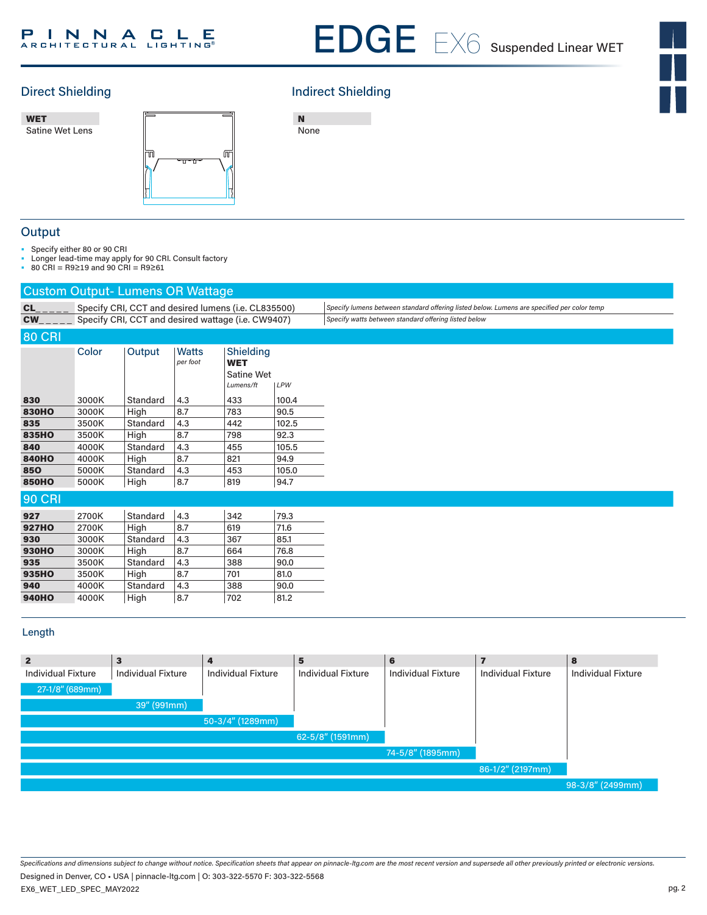# EDGE EX6 Suspended Linear WET

## Direct Shielding

**WET**
Satine Wet Lens

## Indirect Shielding

**N**
None

## Output

- Specify either 80 or 90 CRI
- Longer lead-time may apply for 90 CRI. Consult factory
- 80 CRI = R9≥19 and 90 CRI = R9≥61

### Custom Output- Lumens OR Wattage

| | | |
|---|---|---|
| **CL_ _ _ _ _** | Specify CRI, CCT and desired lumens (i.e. CL835500) | *Specify lumens between standard offering listed below. Lumens are specified per color temp* |
| **CW_ _ _ _ _** | Specify CRI, CCT and desired wattage (i.e. CW9407) | *Specify watts between standard offering listed below* |

### 80 CRI

| | Color | Output | Watts *per foot* | Shielding **WET** Satine Wet *Lumens/ft* | *LPW* |
|---|---|---|---|---|---|
| **830** | 3000K | Standard | 4.3 | 433 | 100.4 |
| **830HO** | 3000K | High | 8.7 | 783 | 90.5 |
| **835** | 3500K | Standard | 4.3 | 442 | 102.5 |
| **835HO** | 3500K | High | 8.7 | 798 | 92.3 |
| **840** | 4000K | Standard | 4.3 | 455 | 105.5 |
| **840HO** | 4000K | High | 8.7 | 821 | 94.9 |
| **850** | 5000K | Standard | 4.3 | 453 | 105.0 |
| **850HO** | 5000K | High | 8.7 | 819 | 94.7 |

### 90 CRI

| | Color | Output | Watts *per foot* | Shielding **WET** Satine Wet *Lumens/ft* | *LPW* |
|---|---|---|---|---|---|
| **927** | 2700K | Standard | 4.3 | 342 | 79.3 |
| **927HO** | 2700K | High | 8.7 | 619 | 71.6 |
| **930** | 3000K | Standard | 4.3 | 367 | 85.1 |
| **930HO** | 3000K | High | 8.7 | 664 | 76.8 |
| **935** | 3500K | Standard | 4.3 | 388 | 90.0 |
| **935HO** | 3500K | High | 8.7 | 701 | 81.0 |
| **940** | 4000K | Standard | 4.3 | 388 | 90.0 |
| **940HO** | 4000K | High | 8.7 | 702 | 81.2 |

## Length

| **2** | **3** | **4** | **5** | **6** | **7** | **8** |
|---|---|---|---|---|---|---|
| Individual Fixture | Individual Fixture | Individual Fixture | Individual Fixture | Individual Fixture | Individual Fixture | Individual Fixture |
| 27-1/8" (689mm) | 39" (991mm) | 50-3/4" (1289mm) | 62-5/8" (1591mm) | 74-5/8" (1895mm) | 86-1/2" (2197mm) | 98-3/8" (2499mm) |

*Specifications and dimensions subject to change without notice. Specification sheets that appear on pinnacle-ltg.com are the most recent version and supersede all other previously printed or electronic versions.*

Designed in Denver, CO • USA | pinnacle-ltg.com | O: 303-322-5570 F: 303-322-5568

EX6_WET_LED_SPEC_MAY2022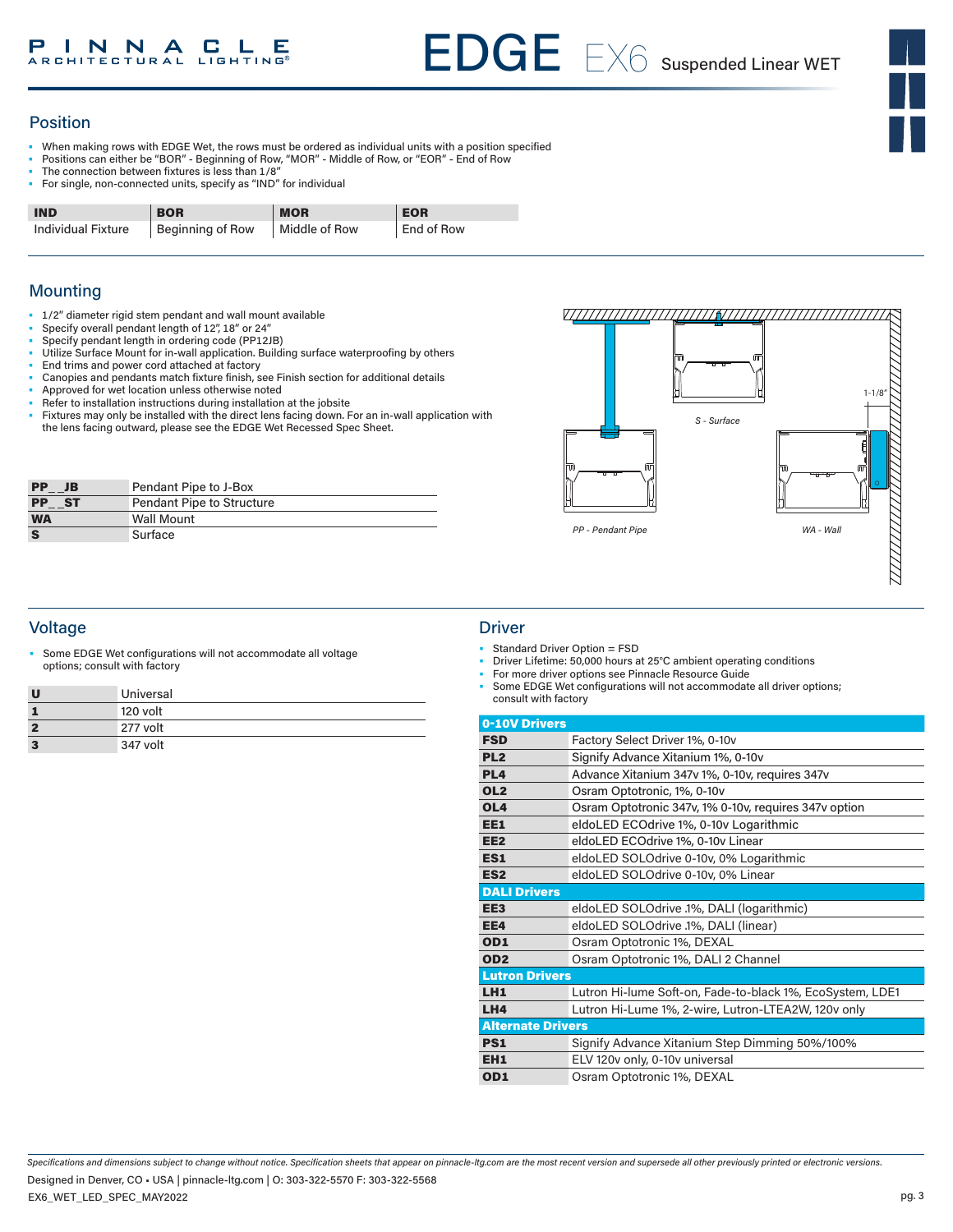# EDGE EX6 Suspended Linear WET

## Position

- When making rows with EDGE Wet, the rows must be ordered as individual units with a position specified
- Positions can either be "BOR" - Beginning of Row, "MOR" - Middle of Row, or "EOR" - End of Row
- The connection between fixtures is less than 1/8"
- For single, non-connected units, specify as "IND" for individual

| IND | BOR | MOR | EOR |
|---|---|---|---|
| Individual Fixture | Beginning of Row | Middle of Row | End of Row |

## Mounting

- 1/2" diameter rigid stem pendant and wall mount available
- Specify overall pendant length of 12", 18" or 24"
- Specify pendant length in ordering code (PP12JB)
- Utilize Surface Mount for in-wall application. Building surface waterproofing by others
- End trims and power cord attached at factory
- Canopies and pendants match fixture finish, see Finish section for additional details
- Approved for wet location unless otherwise noted
- Refer to installation instructions during installation at the jobsite
- Fixtures may only be installed with the direct lens facing down. For an in-wall application with the lens facing outward, please see the EDGE Wet Recessed Spec Sheet.

| | |
|---|---|
| **PP__JB** | Pendant Pipe to J-Box |
| **PP__ST** | Pendant Pipe to Structure |
| **WA** | Wall Mount |
| **S** | Surface |

1-1/8"

*S - Surface*

*PP - Pendant Pipe*

*WA - Wall*

## Voltage

- Some EDGE Wet configurations will not accommodate all voltage options; consult with factory

| | |
|---|---|
| **U** | Universal |
| **1** | 120 volt |
| **2** | 277 volt |
| **3** | 347 volt |

## Driver

- Standard Driver Option = FSD
- Driver Lifetime: 50,000 hours at 25°C ambient operating conditions
- For more driver options see Pinnacle Resource Guide
- Some EDGE Wet configurations will not accommodate all driver options; consult with factory

| **0-10V Drivers** | |
|---|---|
| **FSD** | Factory Select Driver 1%, 0-10v |
| **PL2** | Signify Advance Xitanium 1%, 0-10v |
| **PL4** | Advance Xitanium 347v 1%, 0-10v, requires 347v |
| **OL2** | Osram Optotronic, 1%, 0-10v |
| **OL4** | Osram Optotronic 347v, 1% 0-10v, requires 347v option |
| **EE1** | eldoLED ECOdrive 1%, 0-10v Logarithmic |
| **EE2** | eldoLED ECOdrive 1%, 0-10v Linear |
| **ES1** | eldoLED SOLOdrive 0-10v, 0% Logarithmic |
| **ES2** | eldoLED SOLOdrive 0-10v, 0% Linear |
| **DALI Drivers** | |
| **EE3** | eldoLED SOLOdrive .1%, DALI (logarithmic) |
| **EE4** | eldoLED SOLOdrive .1%, DALI (linear) |
| **OD1** | Osram Optotronic 1%, DEXAL |
| **OD2** | Osram Optotronic 1%, DALI 2 Channel |
| **Lutron Drivers** | |
| **LH1** | Lutron Hi-lume Soft-on, Fade-to-black 1%, EcoSystem, LDE1 |
| **LH4** | Lutron Hi-Lume 1%, 2-wire, Lutron-LTEA2W, 120v only |
| **Alternate Drivers** | |
| **PS1** | Signify Advance Xitanium Step Dimming 50%/100% |
| **EH1** | ELV 120v only, 0-10v universal |
| **OD1** | Osram Optotronic 1%, DEXAL |

*Specifications and dimensions subject to change without notice. Specification sheets that appear on pinnacle-ltg.com are the most recent version and supersede all other previously printed or electronic versions.*

Designed in Denver, CO • USA | pinnacle-ltg.com | O: 303-322-5570 F: 303-322-5568

EX6_WET_LED_SPEC_MAY2022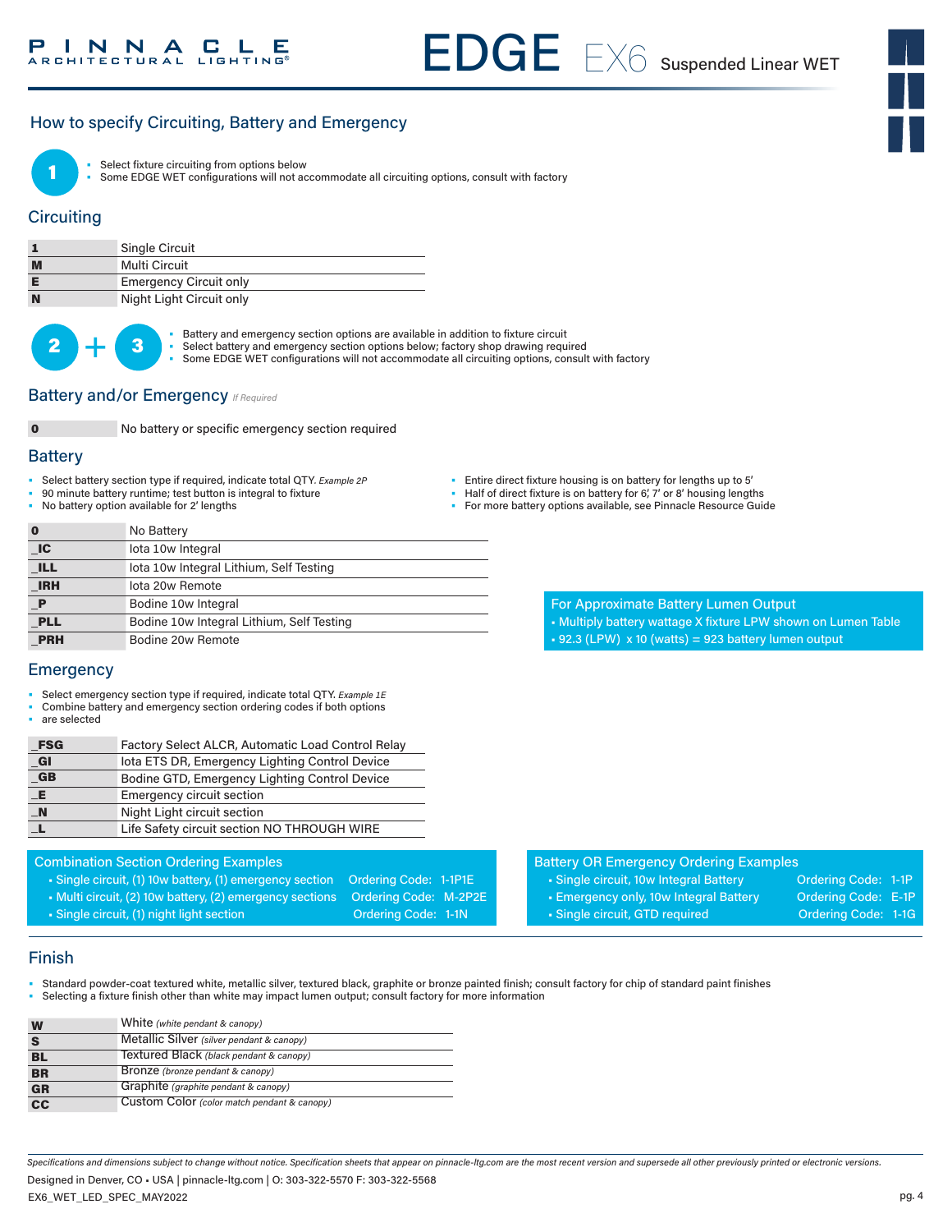## How to specify Circuiting, Battery and Emergency

**1**

- Select fixture circuiting from options below
- Some EDGE WET configurations will not accommodate all circuiting options, consult with factory

### Circuiting

| | |
|---|---|
| **1** | Single Circuit |
| **M** | Multi Circuit |
| **E** | Emergency Circuit only |
| **N** | Night Light Circuit only |

**2 + 3**

- Battery and emergency section options are available in addition to fixture circuit
- Select battery and emergency section options below; factory shop drawing required
- Some EDGE WET configurations will not accommodate all circuiting options, consult with factory

### Battery and/or Emergency *If Required*

| | |
|---|---|
| **0** | No battery or specific emergency section required |

### Battery

- Select battery section type if required, indicate total QTY. *Example 2P*
- 90 minute battery runtime; test button is integral to fixture
- No battery option available for 2' lengths
- Entire direct fixture housing is on battery for lengths up to 5'
- Half of direct fixture is on battery for 6', 7' or 8' housing lengths
- For more battery options available, see Pinnacle Resource Guide

| | |
|---|---|
| **0** | No Battery |
| **_IC** | Iota 10w Integral |
| **_ILL** | Iota 10w Integral Lithium, Self Testing |
| **_IRH** | Iota 20w Remote |
| **_P** | Bodine 10w Integral |
| **_PLL** | Bodine 10w Integral Lithium, Self Testing |
| **_PRH** | Bodine 20w Remote |

**For Approximate Battery Lumen Output**
- Multiply battery wattage X fixture LPW shown on Lumen Table
- 92.3 (LPW) x 10 (watts) = 923 battery lumen output

### Emergency

- Select emergency section type if required, indicate total QTY. *Example 1E*
- Combine battery and emergency section ordering codes if both options
- are selected

| | |
|---|---|
| **_FSG** | Factory Select ALCR, Automatic Load Control Relay |
| **_GI** | Iota ETS DR, Emergency Lighting Control Device |
| **_GB** | Bodine GTD, Emergency Lighting Control Device |
| **_E** | Emergency circuit section |
| **_N** | Night Light circuit section |
| **_L** | Life Safety circuit section NO THROUGH WIRE |

**Combination Section Ordering Examples**
- Single circuit, (1) 10w battery, (1) emergency section — Ordering Code: 1-1P1E
- Multi circuit, (2) 10w battery, (2) emergency sections — Ordering Code: M-2P2E
- Single circuit, (1) night light section — Ordering Code: 1-1N

**Battery OR Emergency Ordering Examples**
- Single circuit, 10w Integral Battery — Ordering Code: 1-1P
- Emergency only, 10w Integral Battery — Ordering Code: E-1P
- Single circuit, GTD required — Ordering Code: 1-1G

### Finish

- Standard powder-coat textured white, metallic silver, textured black, graphite or bronze painted finish; consult factory for chip of standard paint finishes
- Selecting a fixture finish other than white may impact lumen output; consult factory for more information

| | |
|---|---|
| **W** | White *(white pendant & canopy)* |
| **S** | Metallic Silver *(silver pendant & canopy)* |
| **BL** | Textured Black *(black pendant & canopy)* |
| **BR** | Bronze *(bronze pendant & canopy)* |
| **GR** | Graphite *(graphite pendant & canopy)* |
| **CC** | Custom Color *(color match pendant & canopy)* |

*Specifications and dimensions subject to change without notice. Specification sheets that appear on pinnacle-ltg.com are the most recent version and supersede all other previously printed or electronic versions.*

Designed in Denver, CO • USA | pinnacle-ltg.com | O: 303-322-5570 F: 303-322-5568

EX6_WET_LED_SPEC_MAY2022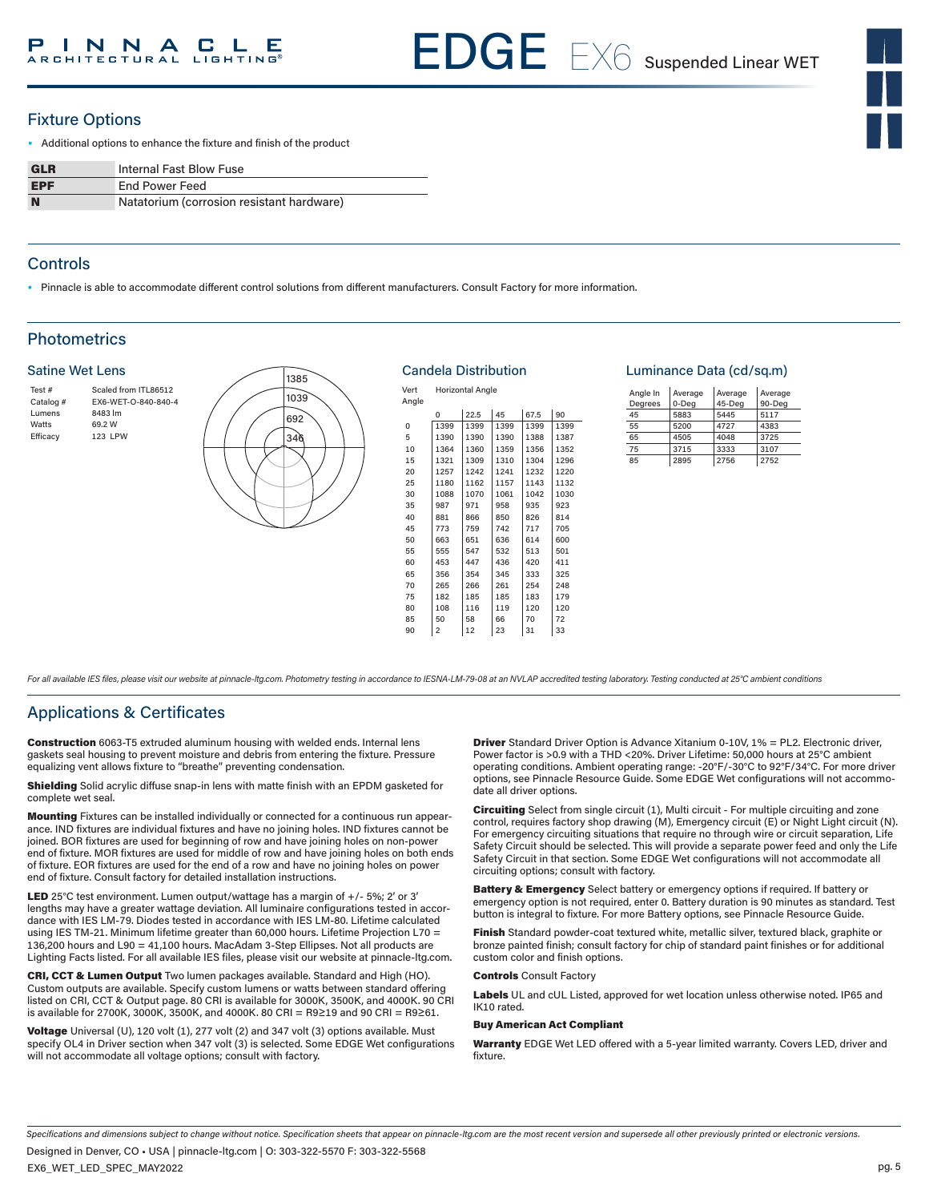## Fixture Options

- Additional options to enhance the fixture and finish of the product

| | |
|---|---|
| **GLR** | Internal Fast Blow Fuse |
| **EPF** | End Power Feed |
| **N** | Natatorium (corrosion resistant hardware) |

## Controls

- Pinnacle is able to accommodate different control solutions from different manufacturers. Consult Factory for more information.

## Photometrics

### Satine Wet Lens

| | |
|---|---|
| Test # | Scaled from ITL86512 |
| Catalog # | EX6-WET-O-840-840-4 |
| Lumens | 8483 lm |
| Watts | 69.2 W |
| Efficacy | 123 LPW |

1385
1039
692
346

### Candela Distribution

| Vert Angle | Horizontal Angle 0 | 22.5 | 45 | 67.5 | 90 |
|---|---|---|---|---|---|
| 0 | 1399 | 1399 | 1399 | 1399 | 1399 |
| 5 | 1390 | 1390 | 1390 | 1388 | 1387 |
| 10 | 1364 | 1360 | 1359 | 1356 | 1352 |
| 15 | 1321 | 1309 | 1310 | 1304 | 1296 |
| 20 | 1257 | 1242 | 1241 | 1232 | 1220 |
| 25 | 1180 | 1162 | 1157 | 1143 | 1132 |
| 30 | 1088 | 1070 | 1061 | 1042 | 1030 |
| 35 | 987 | 971 | 958 | 935 | 923 |
| 40 | 881 | 866 | 850 | 826 | 814 |
| 45 | 773 | 759 | 742 | 717 | 705 |
| 50 | 663 | 651 | 636 | 614 | 600 |
| 55 | 555 | 547 | 532 | 513 | 501 |
| 60 | 453 | 447 | 436 | 420 | 411 |
| 65 | 356 | 354 | 345 | 333 | 325 |
| 70 | 265 | 266 | 261 | 254 | 248 |
| 75 | 182 | 185 | 185 | 183 | 179 |
| 80 | 108 | 116 | 119 | 120 | 120 |
| 85 | 50 | 58 | 66 | 70 | 72 |
| 90 | 2 | 12 | 23 | 31 | 33 |

### Luminance Data (cd/sq.m)

| Angle In Degrees | Average 0-Deg | Average 45-Deg | Average 90-Deg |
|---|---|---|---|
| 45 | 5883 | 5445 | 5117 |
| 55 | 5200 | 4727 | 4383 |
| 65 | 4505 | 4048 | 3725 |
| 75 | 3715 | 3333 | 3107 |
| 85 | 2895 | 2756 | 2752 |

*For all available IES files, please visit our website at pinnacle-ltg.com. Photometry testing in accordance to IESNA-LM-79-08 at an NVLAP accredited testing laboratory. Testing conducted at 25°C ambient conditions*

## Applications & Certificates

**Construction** 6063-T5 extruded aluminum housing with welded ends. Internal lens gaskets seal housing to prevent moisture and debris from entering the fixture. Pressure equalizing vent allows fixture to "breathe" preventing condensation.

**Shielding** Solid acrylic diffuse snap-in lens with matte finish with an EPDM gasketed for complete wet seal.

**Mounting** Fixtures can be installed individually or connected for a continuous run appearance. IND fixtures are individual fixtures and have no joining holes. IND fixtures cannot be joined. BOR fixtures are used for beginning of row and have joining holes on non-power end of fixture. MOR fixtures are used for middle of row and have joining holes on both ends of fixture. EOR fixtures are used for the end of a row and have no joining holes on power end of fixture. Consult factory for detailed installation instructions.

**LED** 25°C test environment. Lumen output/wattage has a margin of +/- 5%; 2' or 3' lengths may have a greater wattage deviation. All luminaire configurations tested in accordance with IES LM-79. Diodes tested in accordance with IES LM-80. Lifetime calculated using IES TM-21. Minimum lifetime greater than 60,000 hours. Lifetime Projection L70 = 136,200 hours and L90 = 41,100 hours. MacAdam 3-Step Ellipses. Not all products are Lighting Facts listed. For all available IES files, please visit our website at pinnacle-ltg.com.

**CRI, CCT & Lumen Output** Two lumen packages available. Standard and High (HO). Custom outputs are available. Specify custom lumens or watts between standard offering listed on CRI, CCT & Output page. 80 CRI is available for 3000K, 3500K, and 4000K. 90 CRI is available for 2700K, 3000K, 3500K, and 4000K. 80 CRI = R9≥19 and 90 CRI = R9≥61.

**Voltage** Universal (U), 120 volt (1), 277 volt (2) and 347 volt (3) options available. Must specify OL4 in Driver section when 347 volt (3) is selected. Some EDGE Wet configurations will not accommodate all voltage options; consult with factory.

**Driver** Standard Driver Option is Advance Xitanium 0-10V, 1% = PL2. Electronic driver, Power factor is >0.9 with a THD <20%. Driver Lifetime: 50,000 hours at 25°C ambient operating conditions. Ambient operating range: -20°F/-30°C to 92°F/34°C. For more driver options, see Pinnacle Resource Guide. Some EDGE Wet configurations will not accommodate all driver options.

**Circuiting** Select from single circuit (1), Multi circuit - For multiple circuiting and zone control, requires factory shop drawing (M), Emergency circuit (E) or Night Light circuit (N). For emergency circuiting situations that require no through wire or circuit separation, Life Safety Circuit should be selected. This will provide a separate power feed and only the Life Safety Circuit in that section. Some EDGE Wet configurations will not accommodate all circuiting options; consult with factory.

**Battery & Emergency** Select battery or emergency options if required. If battery or emergency option is not required, enter 0. Battery duration is 90 minutes as standard. Test button is integral to fixture. For more Battery options, see Pinnacle Resource Guide.

**Finish** Standard powder-coat textured white, metallic silver, textured black, graphite or bronze painted finish; consult factory for chip of standard paint finishes or for additional custom color and finish options.

**Controls** Consult Factory

**Labels** UL and cUL Listed, approved for wet location unless otherwise noted. IP65 and IK10 rated.

**Buy American Act Compliant**

**Warranty** EDGE Wet LED offered with a 5-year limited warranty. Covers LED, driver and fixture.

*Specifications and dimensions subject to change without notice. Specification sheets that appear on pinnacle-ltg.com are the most recent version and supersede all other previously printed or electronic versions.*

Designed in Denver, CO • USA | pinnacle-ltg.com | O: 303-322-5570 F: 303-322-5568

EX6_WET_LED_SPEC_MAY2022